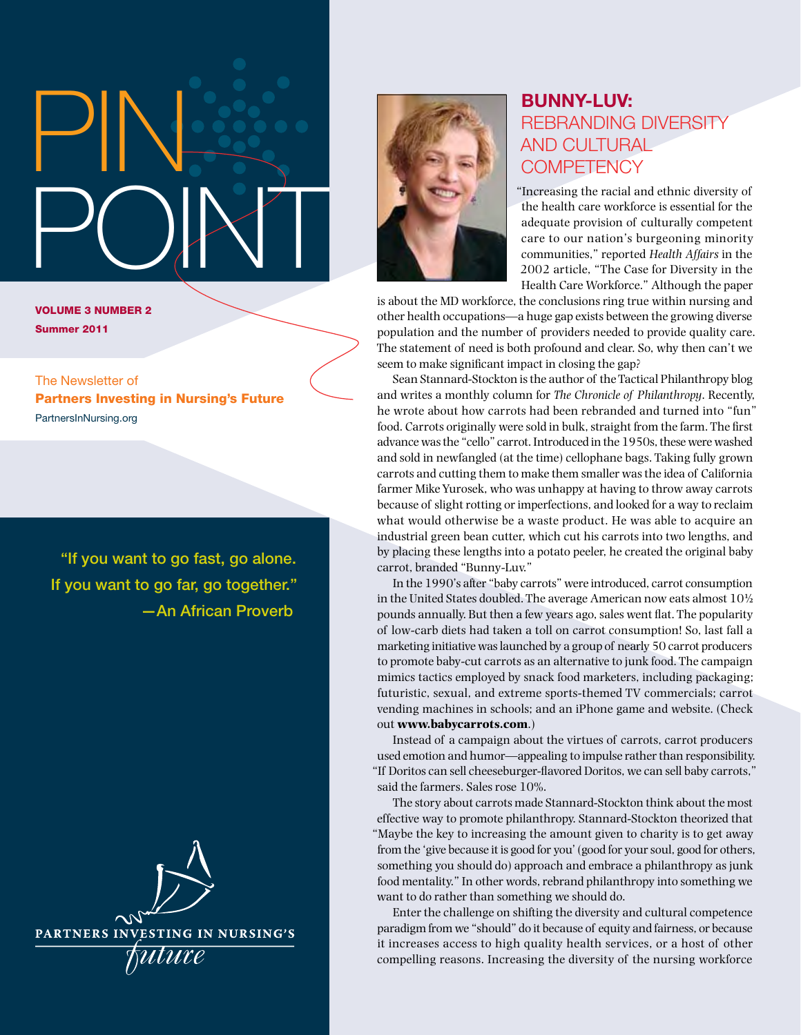# PIN POINT

**VOLUME 3 NUMBER 2**
**Summer 2011**

The Newsletter of
**Partners Investing in Nursing's Future**
PartnersInNursing.org

"If you want to go fast, go alone. If you want to go far, go together."
—An African Proverb

PARTNERS INVESTING IN NURSING'S *future*

## BUNNY-LUV: REBRANDING DIVERSITY AND CULTURAL COMPETENCY

"Increasing the racial and ethnic diversity of the health care workforce is essential for the adequate provision of culturally competent care to our nation's burgeoning minority communities," reported *Health Affairs* in the 2002 article, "The Case for Diversity in the Health Care Workforce." Although the paper is about the MD workforce, the conclusions ring true within nursing and other health occupations—a huge gap exists between the growing diverse population and the number of providers needed to provide quality care. The statement of need is both profound and clear. So, why then can't we seem to make significant impact in closing the gap?

Sean Stannard-Stockton is the author of the Tactical Philanthropy blog and writes a monthly column for *The Chronicle of Philanthropy*. Recently, he wrote about how carrots had been rebranded and turned into "fun" food. Carrots originally were sold in bulk, straight from the farm. The first advance was the "cello" carrot. Introduced in the 1950s, these were washed and sold in newfangled (at the time) cellophane bags. Taking fully grown carrots and cutting them to make them smaller was the idea of California farmer Mike Yurosek, who was unhappy at having to throw away carrots because of slight rotting or imperfections, and looked for a way to reclaim what would otherwise be a waste product. He was able to acquire an industrial green bean cutter, which cut his carrots into two lengths, and by placing these lengths into a potato peeler, he created the original baby carrot, branded "Bunny-Luv."

In the 1990's after "baby carrots" were introduced, carrot consumption in the United States doubled. The average American now eats almost 10½ pounds annually. But then a few years ago, sales went flat. The popularity of low-carb diets had taken a toll on carrot consumption! So, last fall a marketing initiative was launched by a group of nearly 50 carrot producers to promote baby-cut carrots as an alternative to junk food. The campaign mimics tactics employed by snack food marketers, including packaging; futuristic, sexual, and extreme sports-themed TV commercials; carrot vending machines in schools; and an iPhone game and website. (Check out **www.babycarrots.com**.)

Instead of a campaign about the virtues of carrots, carrot producers used emotion and humor—appealing to impulse rather than responsibility. "If Doritos can sell cheeseburger-flavored Doritos, we can sell baby carrots," said the farmers. Sales rose 10%.

The story about carrots made Stannard-Stockton think about the most effective way to promote philanthropy. Stannard-Stockton theorized that "Maybe the key to increasing the amount given to charity is to get away from the 'give because it is good for you' (good for your soul, good for others, something you should do) approach and embrace a philanthropy as junk food mentality." In other words, rebrand philanthropy into something we want to do rather than something we should do.

Enter the challenge on shifting the diversity and cultural competence paradigm from we "should" do it because of equity and fairness, or because it increases access to high quality health services, or a host of other compelling reasons. Increasing the diversity of the nursing workforce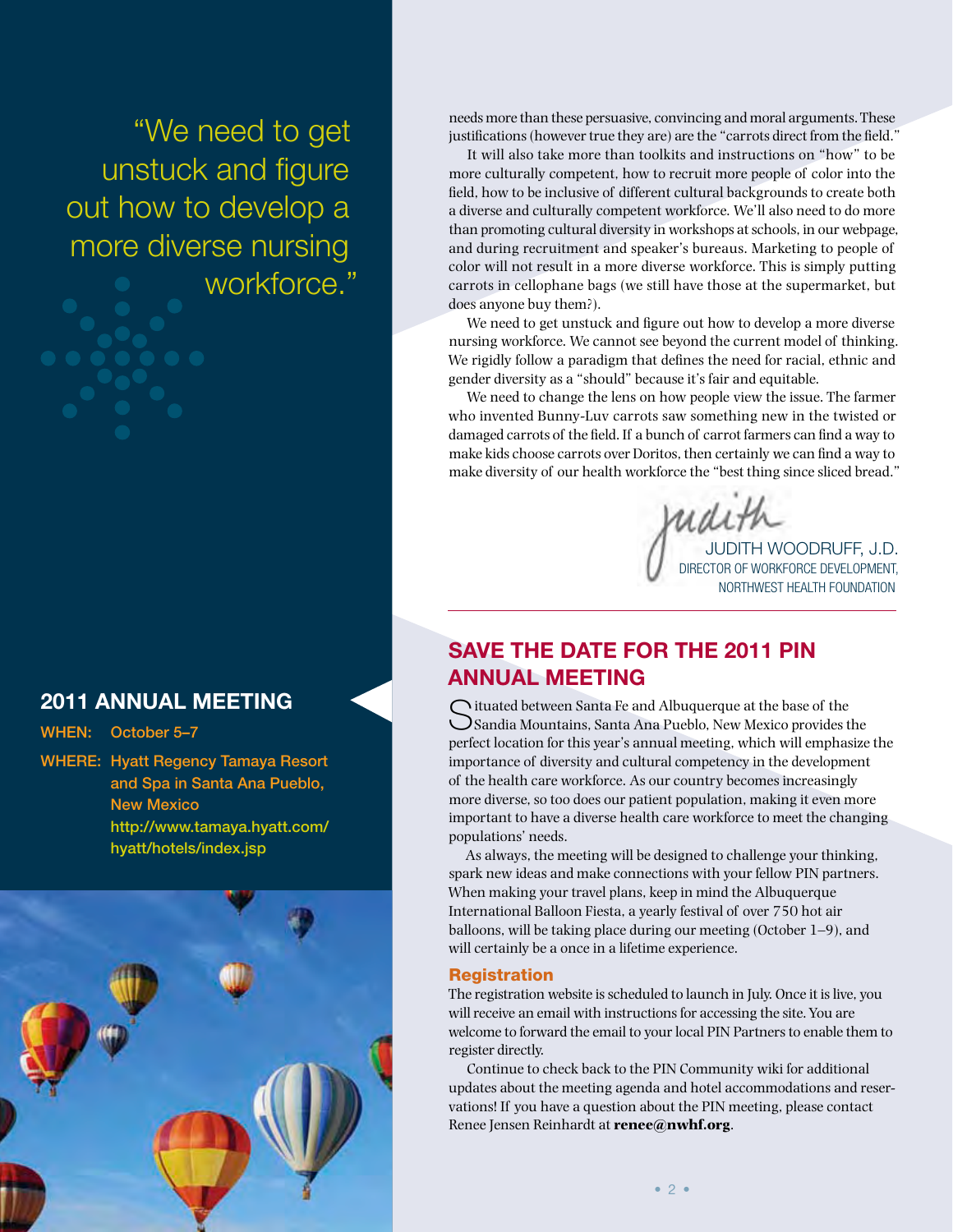"We need to get unstuck and figure out how to develop a more diverse nursing workforce."

needs more than these persuasive, convincing and moral arguments. These justifications (however true they are) are the "carrots direct from the field."

It will also take more than toolkits and instructions on "how" to be more culturally competent, how to recruit more people of color into the field, how to be inclusive of different cultural backgrounds to create both a diverse and culturally competent workforce. We'll also need to do more than promoting cultural diversity in workshops at schools, in our webpage, and during recruitment and speaker's bureaus. Marketing to people of color will not result in a more diverse workforce. This is simply putting carrots in cellophane bags (we still have those at the supermarket, but does anyone buy them?).

We need to get unstuck and figure out how to develop a more diverse nursing workforce. We cannot see beyond the current model of thinking. We rigidly follow a paradigm that defines the need for racial, ethnic and gender diversity as a "should" because it's fair and equitable.

We need to change the lens on how people view the issue. The farmer who invented Bunny-Luv carrots saw something new in the twisted or damaged carrots of the field. If a bunch of carrot farmers can find a way to make kids choose carrots over Doritos, then certainly we can find a way to make diversity of our health workforce the "best thing since sliced bread."

*Judith*

JUDITH WOODRUFF, J.D.
DIRECTOR OF WORKFORCE DEVELOPMENT,
NORTHWEST HEALTH FOUNDATION

## 2011 ANNUAL MEETING

**WHEN:** October 5–7

**WHERE:** Hyatt Regency Tamaya Resort and Spa in Santa Ana Pueblo, New Mexico
http://www.tamaya.hyatt.com/hyatt/hotels/index.jsp

## SAVE THE DATE FOR THE 2011 PIN ANNUAL MEETING

Situated between Santa Fe and Albuquerque at the base of the Sandia Mountains, Santa Ana Pueblo, New Mexico provides the perfect location for this year's annual meeting, which will emphasize the importance of diversity and cultural competency in the development of the health care workforce. As our country becomes increasingly more diverse, so too does our patient population, making it even more important to have a diverse health care workforce to meet the changing populations' needs.

As always, the meeting will be designed to challenge your thinking, spark new ideas and make connections with your fellow PIN partners. When making your travel plans, keep in mind the Albuquerque International Balloon Fiesta, a yearly festival of over 750 hot air balloons, will be taking place during our meeting (October 1–9), and will certainly be a once in a lifetime experience.

### Registration

The registration website is scheduled to launch in July. Once it is live, you will receive an email with instructions for accessing the site. You are welcome to forward the email to your local PIN Partners to enable them to register directly.

Continue to check back to the PIN Community wiki for additional updates about the meeting agenda and hotel accommodations and reservations! If you have a question about the PIN meeting, please contact Renee Jensen Reinhardt at **renee@nwhf.org**.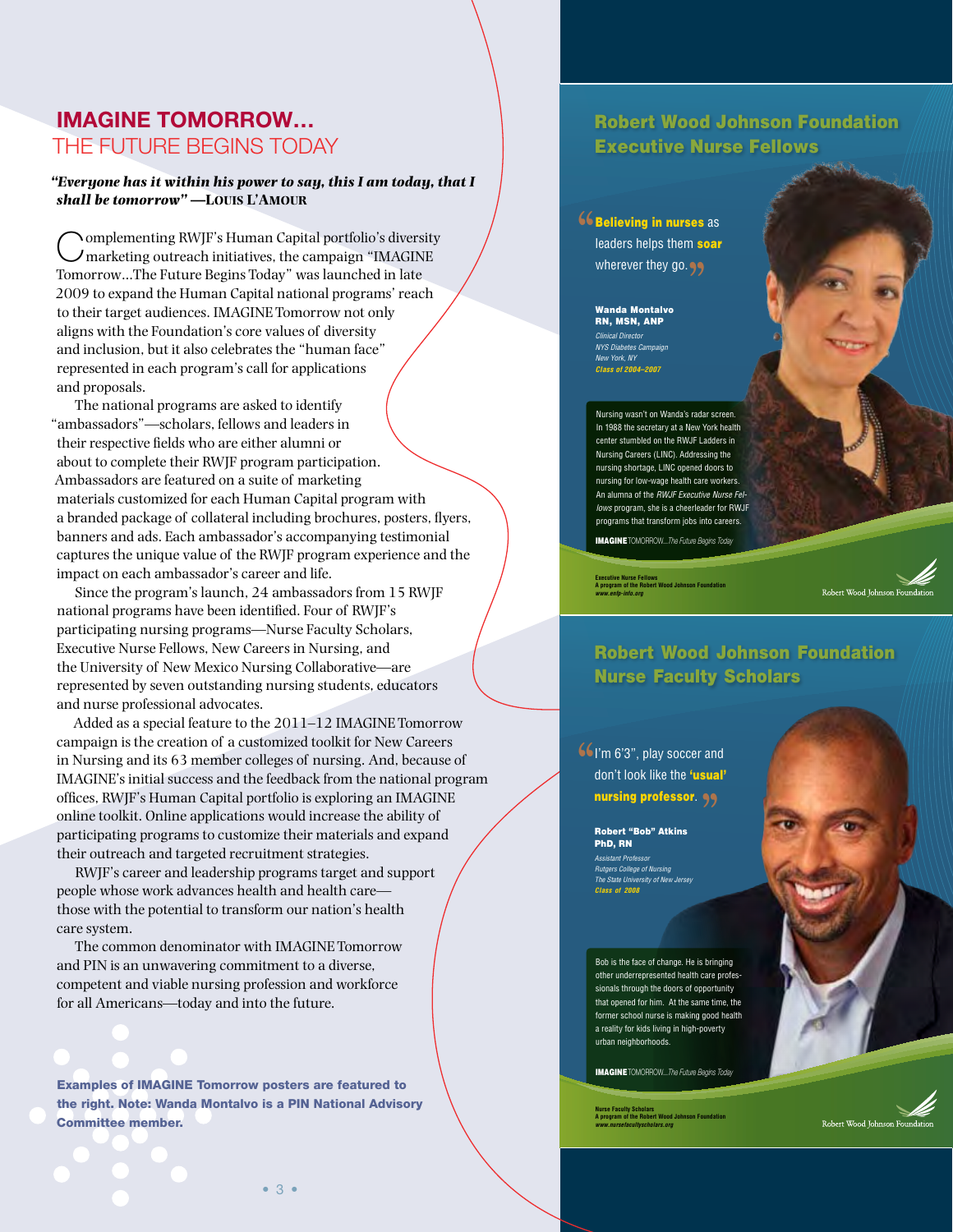# IMAGINE TOMORROW…
## THE FUTURE BEGINS TODAY

***"Everyone has it within his power to say, this I am today, that I shall be tomorrow"* —LOUIS L'AMOUR**

Complementing RWJF's Human Capital portfolio's diversity marketing outreach initiatives, the campaign "IMAGINE Tomorrow…The Future Begins Today" was launched in late 2009 to expand the Human Capital national programs' reach to their target audiences. IMAGINE Tomorrow not only aligns with the Foundation's core values of diversity and inclusion, but it also celebrates the "human face" represented in each program's call for applications and proposals.

The national programs are asked to identify "ambassadors"—scholars, fellows and leaders in their respective fields who are either alumni or about to complete their RWJF program participation. Ambassadors are featured on a suite of marketing materials customized for each Human Capital program with a branded package of collateral including brochures, posters, flyers, banners and ads. Each ambassador's accompanying testimonial captures the unique value of the RWJF program experience and the impact on each ambassador's career and life.

Since the program's launch, 24 ambassadors from 15 RWJF national programs have been identified. Four of RWJF's participating nursing programs—Nurse Faculty Scholars, Executive Nurse Fellows, New Careers in Nursing, and the University of New Mexico Nursing Collaborative—are represented by seven outstanding nursing students, educators and nurse professional advocates.

Added as a special feature to the 2011–12 IMAGINE Tomorrow campaign is the creation of a customized toolkit for New Careers in Nursing and its 63 member colleges of nursing. And, because of IMAGINE's initial success and the feedback from the national program offices, RWJF's Human Capital portfolio is exploring an IMAGINE online toolkit. Online applications would increase the ability of participating programs to customize their materials and expand their outreach and targeted recruitment strategies.

RWJF's career and leadership programs target and support people whose work advances health and health care—those with the potential to transform our nation's health care system.

The common denominator with IMAGINE Tomorrow and PIN is an unwavering commitment to a diverse, competent and viable nursing profession and workforce for all Americans—today and into the future.

**Examples of IMAGINE Tomorrow posters are featured to the right. Note: Wanda Montalvo is a PIN National Advisory Committee member.**

## Robert Wood Johnson Foundation Executive Nurse Fellows

"**Believing in nurses** as leaders helps them **soar** wherever they go."

**Wanda Montalvo**
**RN, MSN, ANP**
*Clinical Director*
*NYS Diabetes Campaign*
*New York, NY*
***Class of 2004–2007***

Nursing wasn't on Wanda's radar screen. In 1988 the secretary at a New York health center stumbled on the RWJF Ladders in Nursing Careers (LINC). Addressing the nursing shortage, LINC opened doors to nursing for low-wage health care workers. An alumna of the *RWJF Executive Nurse Fellows* program, she is a cheerleader for RWJF programs that transform jobs into careers.

**IMAGINE** TOMORROW…*The Future Begins Today*

**Executive Nurse Fellows**
**A program of the Robert Wood Johnson Foundation**
*www.enfp-info.org*

Robert Wood Johnson Foundation

## Robert Wood Johnson Foundation Nurse Faculty Scholars

"I'm 6'3", play soccer and don't look like the **'usual' nursing professor**."

**Robert "Bob" Atkins**
**PhD, RN**
*Assistant Professor*
*Rutgers College of Nursing*
*The State University of New Jersey*
***Class of 2008***

Bob is the face of change. He is bringing other underrepresented health care professionals through the doors of opportunity that opened for him. At the same time, the former school nurse is making good health a reality for kids living in high-poverty urban neighborhoods.

**IMAGINE** TOMORROW…*The Future Begins Today*

**Nurse Faculty Scholars**
**A program of the Robert Wood Johnson Foundation**
*www.nursefacultyscholars.org*

Robert Wood Johnson Foundation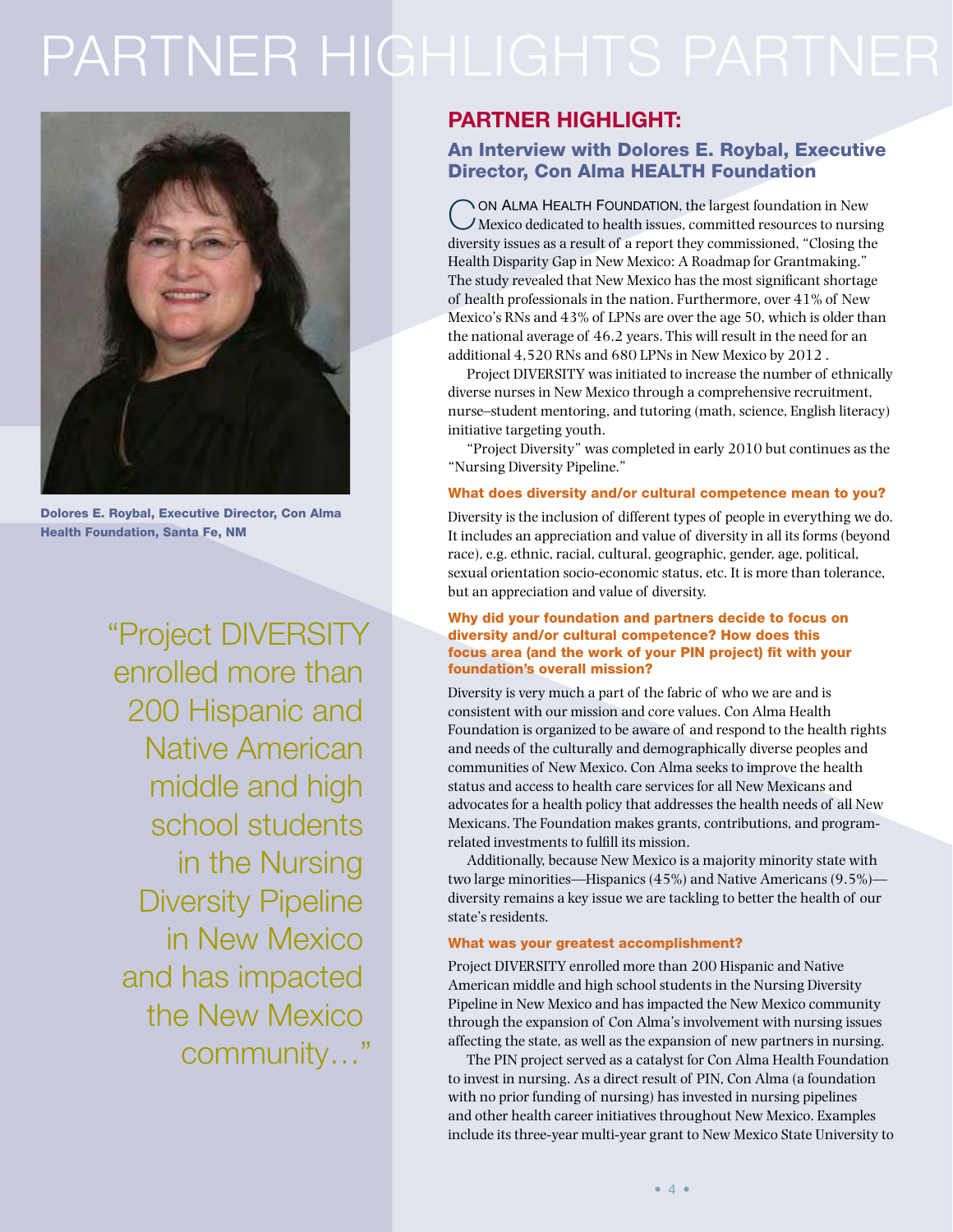# PARTNER HIGHLIGHTS PARTNER

Dolores E. Roybal, Executive Director, Con Alma Health Foundation, Santa Fe, NM

> "Project DIVERSITY enrolled more than 200 Hispanic and Native American middle and high school students in the Nursing Diversity Pipeline in New Mexico and has impacted the New Mexico community…"

## PARTNER HIGHLIGHT:

### An Interview with Dolores E. Roybal, Executive Director, Con Alma HEALTH Foundation

CON ALMA HEALTH FOUNDATION, the largest foundation in New Mexico dedicated to health issues, committed resources to nursing diversity issues as a result of a report they commissioned, "Closing the Health Disparity Gap in New Mexico: A Roadmap for Grantmaking." The study revealed that New Mexico has the most significant shortage of health professionals in the nation. Furthermore, over 41% of New Mexico's RNs and 43% of LPNs are over the age 50, which is older than the national average of 46.2 years. This will result in the need for an additional 4,520 RNs and 680 LPNs in New Mexico by 2012 .

Project DIVERSITY was initiated to increase the number of ethnically diverse nurses in New Mexico through a comprehensive recruitment, nurse–student mentoring, and tutoring (math, science, English literacy) initiative targeting youth.

"Project Diversity" was completed in early 2010 but continues as the "Nursing Diversity Pipeline."

#### What does diversity and/or cultural competence mean to you?

Diversity is the inclusion of different types of people in everything we do. It includes an appreciation and value of diversity in all its forms (beyond race), e.g. ethnic, racial, cultural, geographic, gender, age, political, sexual orientation socio-economic status, etc. It is more than tolerance, but an appreciation and value of diversity.

#### Why did your foundation and partners decide to focus on diversity and/or cultural competence? How does this focus area (and the work of your PIN project) fit with your foundation's overall mission?

Diversity is very much a part of the fabric of who we are and is consistent with our mission and core values. Con Alma Health Foundation is organized to be aware of and respond to the health rights and needs of the culturally and demographically diverse peoples and communities of New Mexico. Con Alma seeks to improve the health status and access to health care services for all New Mexicans and advocates for a health policy that addresses the health needs of all New Mexicans. The Foundation makes grants, contributions, and program-related investments to fulfill its mission.

Additionally, because New Mexico is a majority minority state with two large minorities—Hispanics (45%) and Native Americans (9.5%)—diversity remains a key issue we are tackling to better the health of our state's residents.

#### What was your greatest accomplishment?

Project DIVERSITY enrolled more than 200 Hispanic and Native American middle and high school students in the Nursing Diversity Pipeline in New Mexico and has impacted the New Mexico community through the expansion of Con Alma's involvement with nursing issues affecting the state, as well as the expansion of new partners in nursing.

The PIN project served as a catalyst for Con Alma Health Foundation to invest in nursing. As a direct result of PIN, Con Alma (a foundation with no prior funding of nursing) has invested in nursing pipelines and other health career initiatives throughout New Mexico. Examples include its three-year multi-year grant to New Mexico State University to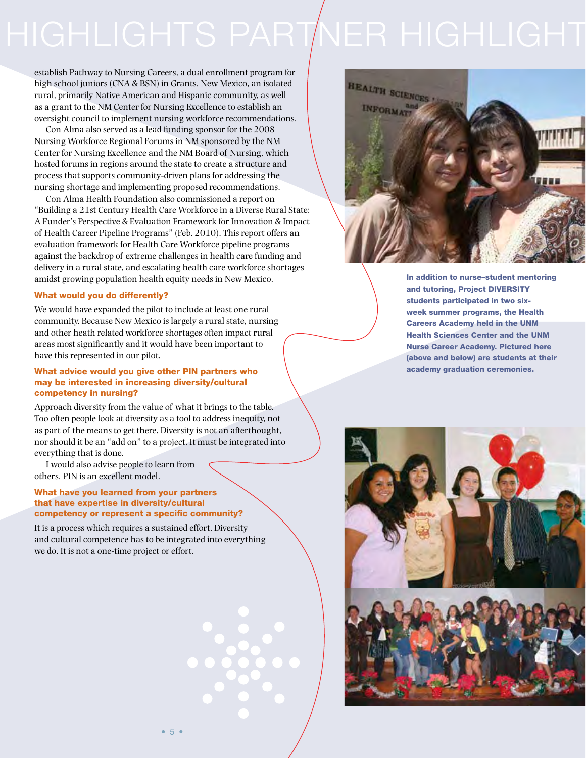establish Pathway to Nursing Careers, a dual enrollment program for high school juniors (CNA & BSN) in Grants, New Mexico, an isolated rural, primarily Native American and Hispanic community, as well as a grant to the NM Center for Nursing Excellence to establish an oversight council to implement nursing workforce recommendations.

Con Alma also served as a lead funding sponsor for the 2008 Nursing Workforce Regional Forums in NM sponsored by the NM Center for Nursing Excellence and the NM Board of Nursing, which hosted forums in regions around the state to create a structure and process that supports community-driven plans for addressing the nursing shortage and implementing proposed recommendations.

Con Alma Health Foundation also commissioned a report on "Building a 21st Century Health Care Workforce in a Diverse Rural State: A Funder's Perspective & Evaluation Framework for Innovation & Impact of Health Career Pipeline Programs" (Feb. 2010). This report offers an evaluation framework for Health Care Workforce pipeline programs against the backdrop of extreme challenges in health care funding and delivery in a rural state, and escalating health care workforce shortages amidst growing population health equity needs in New Mexico.

### What would you do differently?

We would have expanded the pilot to include at least one rural community. Because New Mexico is largely a rural state, nursing and other heath related workforce shortages often impact rural areas most significantly and it would have been important to have this represented in our pilot.

### What advice would you give other PIN partners who may be interested in increasing diversity/cultural competency in nursing?

Approach diversity from the value of what it brings to the table. Too often people look at diversity as a tool to address inequity, not as part of the means to get there. Diversity is not an afterthought, nor should it be an "add on" to a project. It must be integrated into everything that is done.

I would also advise people to learn from others. PIN is an excellent model.

### What have you learned from your partners that have expertise in diversity/cultural competency or represent a specific community?

It is a process which requires a sustained effort. Diversity and cultural competence has to be integrated into everything we do. It is not a one-time project or effort.

**In addition to nurse–student mentoring and tutoring, Project DIVERSITY students participated in two six-week summer programs, the Health Careers Academy held in the UNM Health Sciences Center and the UNM Nurse Career Academy. Pictured here (above and below) are students at their academy graduation ceremonies.**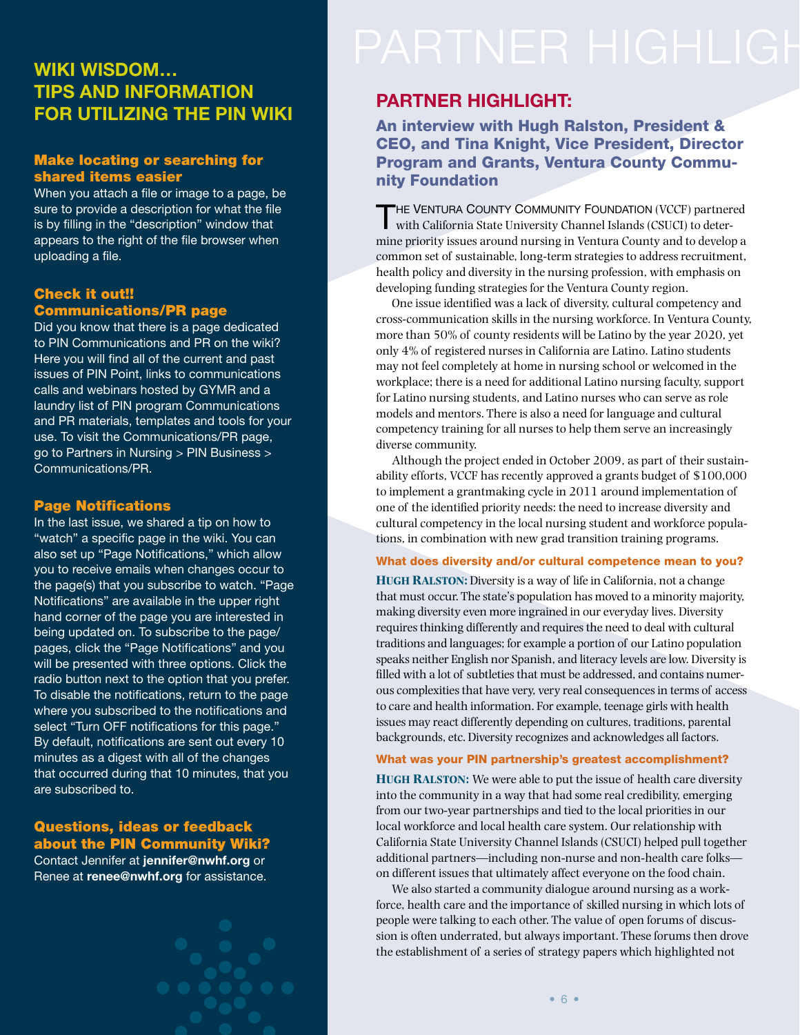## WIKI WISDOM… TIPS AND INFORMATION FOR UTILIZING THE PIN WIKI

### Make locating or searching for shared items easier

When you attach a file or image to a page, be sure to provide a description for what the file is by filling in the "description" window that appears to the right of the file browser when uploading a file.

### Check it out!! Communications/PR page

Did you know that there is a page dedicated to PIN Communications and PR on the wiki? Here you will find all of the current and past issues of PIN Point, links to communications calls and webinars hosted by GYMR and a laundry list of PIN program Communications and PR materials, templates and tools for your use. To visit the Communications/PR page, go to Partners in Nursing > PIN Business > Communications/PR.

### Page Notifications

In the last issue, we shared a tip on how to "watch" a specific page in the wiki. You can also set up "Page Notifications," which allow you to receive emails when changes occur to the page(s) that you subscribe to watch. "Page Notifications" are available in the upper right hand corner of the page you are interested in being updated on. To subscribe to the page/pages, click the "Page Notifications" and you will be presented with three options. Click the radio button next to the option that you prefer. To disable the notifications, return to the page where you subscribed to the notifications and select "Turn OFF notifications for this page." By default, notifications are sent out every 10 minutes as a digest with all of the changes that occurred during that 10 minutes, that you are subscribed to.

### Questions, ideas or feedback about the PIN Community Wiki?

Contact Jennifer at **jennifer@nwhf.org** or Renee at **renee@nwhf.org** for assistance.

# PARTNER HIGHLIGHT

## PARTNER HIGHLIGHT:

### An interview with Hugh Ralston, President & CEO, and Tina Knight, Vice President, Director Program and Grants, Ventura County Community Foundation

The Ventura County Community Foundation (VCCF) partnered with California State University Channel Islands (CSUCI) to determine priority issues around nursing in Ventura County and to develop a common set of sustainable, long-term strategies to address recruitment, health policy and diversity in the nursing profession, with emphasis on developing funding strategies for the Ventura County region.

One issue identified was a lack of diversity, cultural competency and cross-communication skills in the nursing workforce. In Ventura County, more than 50% of county residents will be Latino by the year 2020, yet only 4% of registered nurses in California are Latino. Latino students may not feel completely at home in nursing school or welcomed in the workplace; there is a need for additional Latino nursing faculty, support for Latino nursing students, and Latino nurses who can serve as role models and mentors. There is also a need for language and cultural competency training for all nurses to help them serve an increasingly diverse community.

Although the project ended in October 2009, as part of their sustainability efforts, VCCF has recently approved a grants budget of $100,000 to implement a grantmaking cycle in 2011 around implementation of one of the identified priority needs: the need to increase diversity and cultural competency in the local nursing student and workforce populations, in combination with new grad transition training programs.

#### What does diversity and/or cultural competence mean to you?

**Hugh Ralston:** Diversity is a way of life in California, not a change that must occur. The state's population has moved to a minority majority, making diversity even more ingrained in our everyday lives. Diversity requires thinking differently and requires the need to deal with cultural traditions and languages; for example a portion of our Latino population speaks neither English nor Spanish, and literacy levels are low. Diversity is filled with a lot of subtleties that must be addressed, and contains numerous complexities that have very, very real consequences in terms of access to care and health information. For example, teenage girls with health issues may react differently depending on cultures, traditions, parental backgrounds, etc. Diversity recognizes and acknowledges all factors.

#### What was your PIN partnership's greatest accomplishment?

**Hugh Ralston:** We were able to put the issue of health care diversity into the community in a way that had some real credibility, emerging from our two-year partnerships and tied to the local priorities in our local workforce and local health care system. Our relationship with California State University Channel Islands (CSUCI) helped pull together additional partners—including non-nurse and non-health care folks—on different issues that ultimately affect everyone on the food chain.

We also started a community dialogue around nursing as a workforce, health care and the importance of skilled nursing in which lots of people were talking to each other. The value of open forums of discussion is often underrated, but always important. These forums then drove the establishment of a series of strategy papers which highlighted not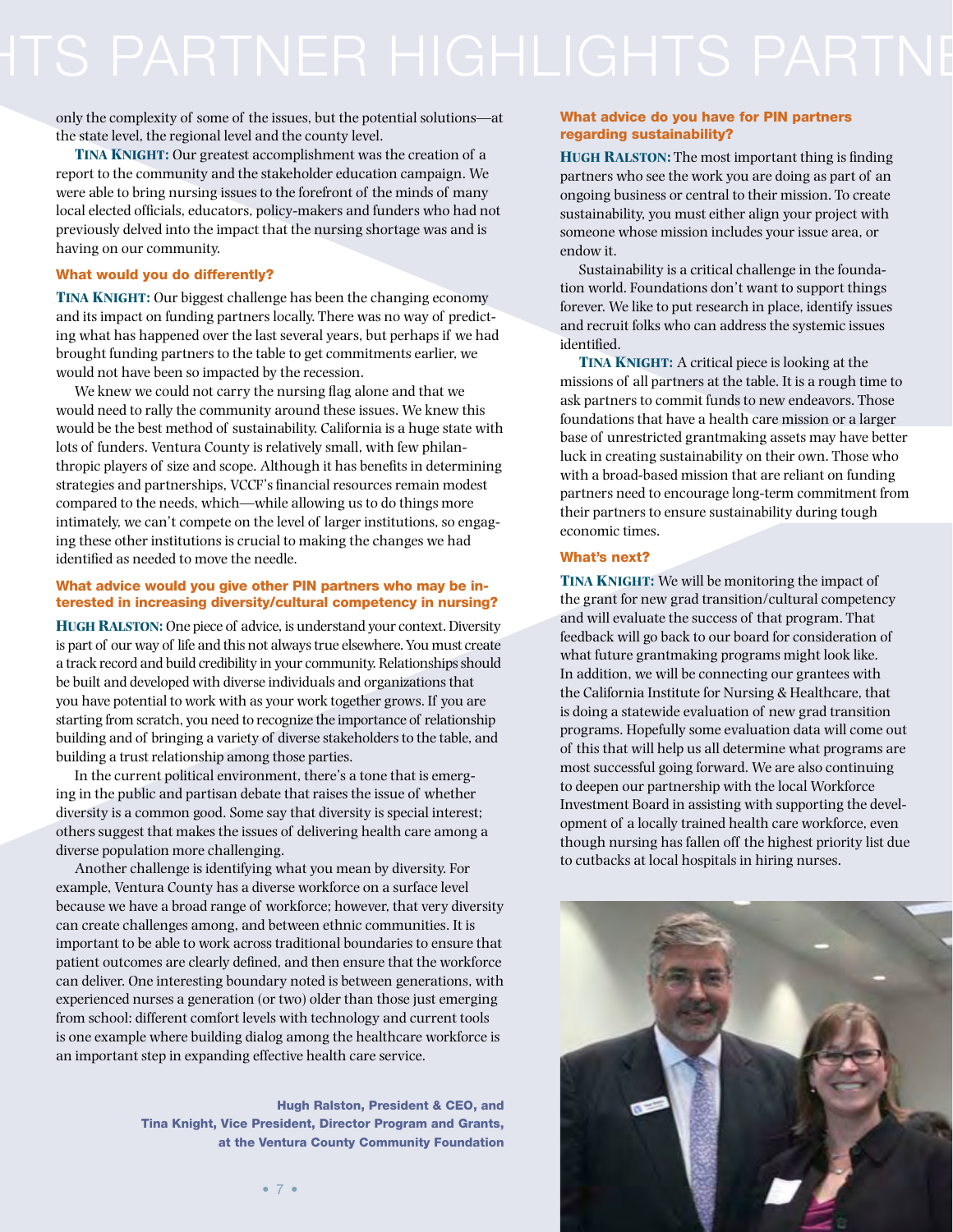only the complexity of some of the issues, but the potential solutions—at the state level, the regional level and the county level.

**TINA KNIGHT:** Our greatest accomplishment was the creation of a report to the community and the stakeholder education campaign. We were able to bring nursing issues to the forefront of the minds of many local elected officials, educators, policy-makers and funders who had not previously delved into the impact that the nursing shortage was and is having on our community.

#### What would you do differently?

**TINA KNIGHT:** Our biggest challenge has been the changing economy and its impact on funding partners locally. There was no way of predicting what has happened over the last several years, but perhaps if we had brought funding partners to the table to get commitments earlier, we would not have been so impacted by the recession.

We knew we could not carry the nursing flag alone and that we would need to rally the community around these issues. We knew this would be the best method of sustainability. California is a huge state with lots of funders. Ventura County is relatively small, with few philanthropic players of size and scope. Although it has benefits in determining strategies and partnerships, VCCF's financial resources remain modest compared to the needs, which—while allowing us to do things more intimately, we can't compete on the level of larger institutions, so engaging these other institutions is crucial to making the changes we had identified as needed to move the needle.

#### What advice would you give other PIN partners who may be interested in increasing diversity/cultural competency in nursing?

**HUGH RALSTON:** One piece of advice, is understand your context. Diversity is part of our way of life and this not always true elsewhere. You must create a track record and build credibility in your community. Relationships should be built and developed with diverse individuals and organizations that you have potential to work with as your work together grows. If you are starting from scratch, you need to recognize the importance of relationship building and of bringing a variety of diverse stakeholders to the table, and building a trust relationship among those parties.

In the current political environment, there's a tone that is emerging in the public and partisan debate that raises the issue of whether diversity is a common good. Some say that diversity is special interest; others suggest that makes the issues of delivering health care among a diverse population more challenging.

Another challenge is identifying what you mean by diversity. For example, Ventura County has a diverse workforce on a surface level because we have a broad range of workforce; however, that very diversity can create challenges among, and between ethnic communities. It is important to be able to work across traditional boundaries to ensure that patient outcomes are clearly defined, and then ensure that the workforce can deliver. One interesting boundary noted is between generations, with experienced nurses a generation (or two) older than those just emerging from school: different comfort levels with technology and current tools is one example where building dialog among the healthcare workforce is an important step in expanding effective health care service.

#### What advice do you have for PIN partners regarding sustainability?

**HUGH RALSTON:** The most important thing is finding partners who see the work you are doing as part of an ongoing business or central to their mission. To create sustainability, you must either align your project with someone whose mission includes your issue area, or endow it.

Sustainability is a critical challenge in the foundation world. Foundations don't want to support things forever. We like to put research in place, identify issues and recruit folks who can address the systemic issues identified.

**TINA KNIGHT:** A critical piece is looking at the missions of all partners at the table. It is a rough time to ask partners to commit funds to new endeavors. Those foundations that have a health care mission or a larger base of unrestricted grantmaking assets may have better luck in creating sustainability on their own. Those who with a broad-based mission that are reliant on funding partners need to encourage long-term commitment from their partners to ensure sustainability during tough economic times.

#### What's next?

**TINA KNIGHT:** We will be monitoring the impact of the grant for new grad transition/cultural competency and will evaluate the success of that program. That feedback will go back to our board for consideration of what future grantmaking programs might look like. In addition, we will be connecting our grantees with the California Institute for Nursing & Healthcare, that is doing a statewide evaluation of new grad transition programs. Hopefully some evaluation data will come out of this that will help us all determine what programs are most successful going forward. We are also continuing to deepen our partnership with the local Workforce Investment Board in assisting with supporting the development of a locally trained health care workforce, even though nursing has fallen off the highest priority list due to cutbacks at local hospitals in hiring nurses.

**Hugh Ralston, President & CEO, and Tina Knight, Vice President, Director Program and Grants, at the Ventura County Community Foundation**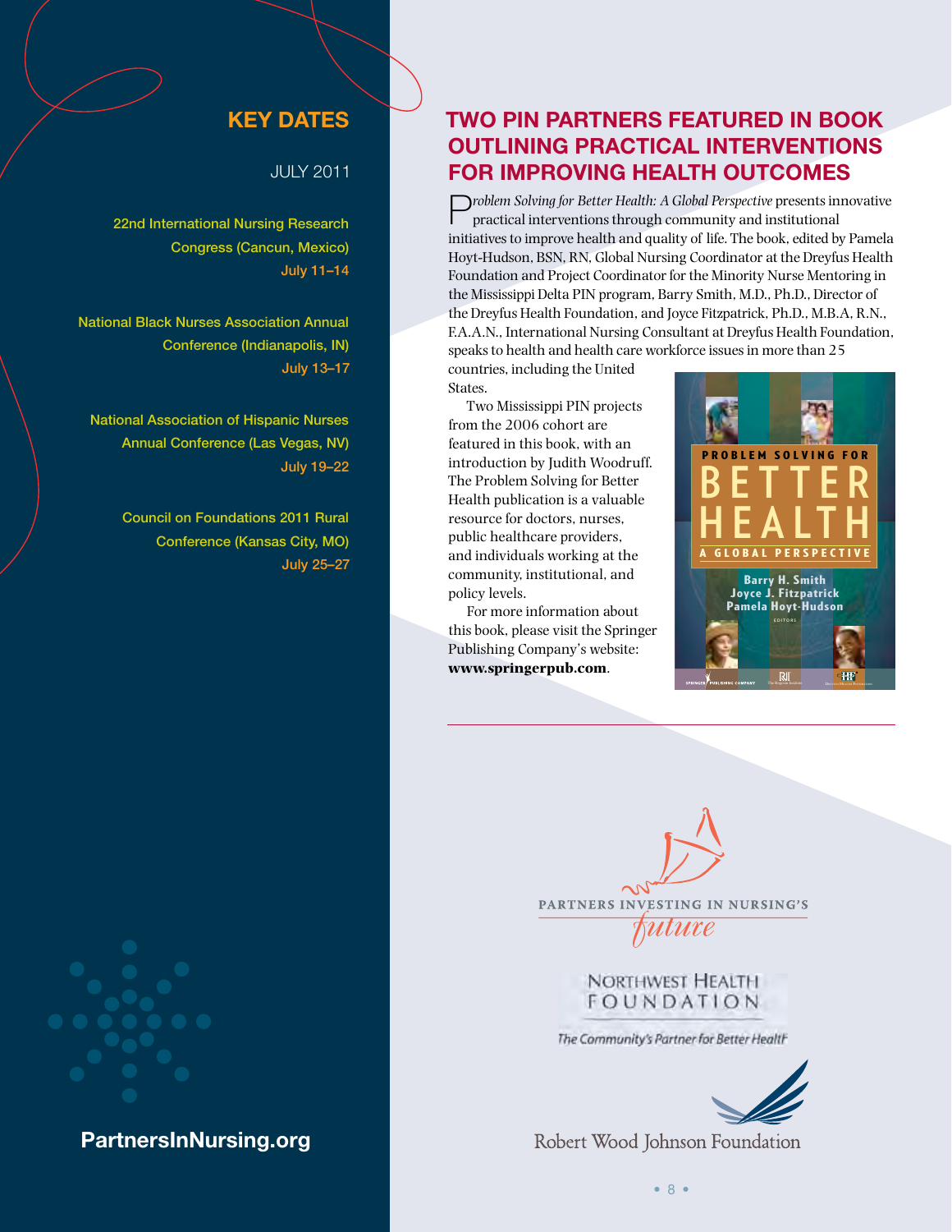## KEY DATES

JULY 2011

22nd International Nursing Research Congress (Cancun, Mexico)
July 11–14

National Black Nurses Association Annual Conference (Indianapolis, IN)
July 13–17

National Association of Hispanic Nurses Annual Conference (Las Vegas, NV)
July 19–22

Council on Foundations 2011 Rural Conference (Kansas City, MO)
July 25–27

PartnersInNursing.org

## TWO PIN PARTNERS FEATURED IN BOOK OUTLINING PRACTICAL INTERVENTIONS FOR IMPROVING HEALTH OUTCOMES

*Problem Solving for Better Health: A Global Perspective* presents innovative practical interventions through community and institutional initiatives to improve health and quality of life. The book, edited by Pamela Hoyt-Hudson, BSN, RN, Global Nursing Coordinator at the Dreyfus Health Foundation and Project Coordinator for the Minority Nurse Mentoring in the Mississippi Delta PIN program, Barry Smith, M.D., Ph.D., Director of the Dreyfus Health Foundation, and Joyce Fitzpatrick, Ph.D., M.B.A, R.N., F.A.A.N., International Nursing Consultant at Dreyfus Health Foundation, speaks to health and health care workforce issues in more than 25 countries, including the United States.

Two Mississippi PIN projects from the 2006 cohort are featured in this book, with an introduction by Judith Woodruff. The Problem Solving for Better Health publication is a valuable resource for doctors, nurses, public healthcare providers, and individuals working at the community, institutional, and policy levels.

For more information about this book, please visit the Springer Publishing Company's website: **www.springerpub.com**.

PROBLEM SOLVING FOR BETTER HEALTH A GLOBAL PERSPECTIVE

Barry H. Smith
Joyce J. Fitzpatrick
Pamela Hoyt-Hudson
EDITORS

PARTNERS INVESTING IN NURSING'S *future*

NORTHWEST HEALTH FOUNDATION
The Community's Partner for Better Health

Robert Wood Johnson Foundation